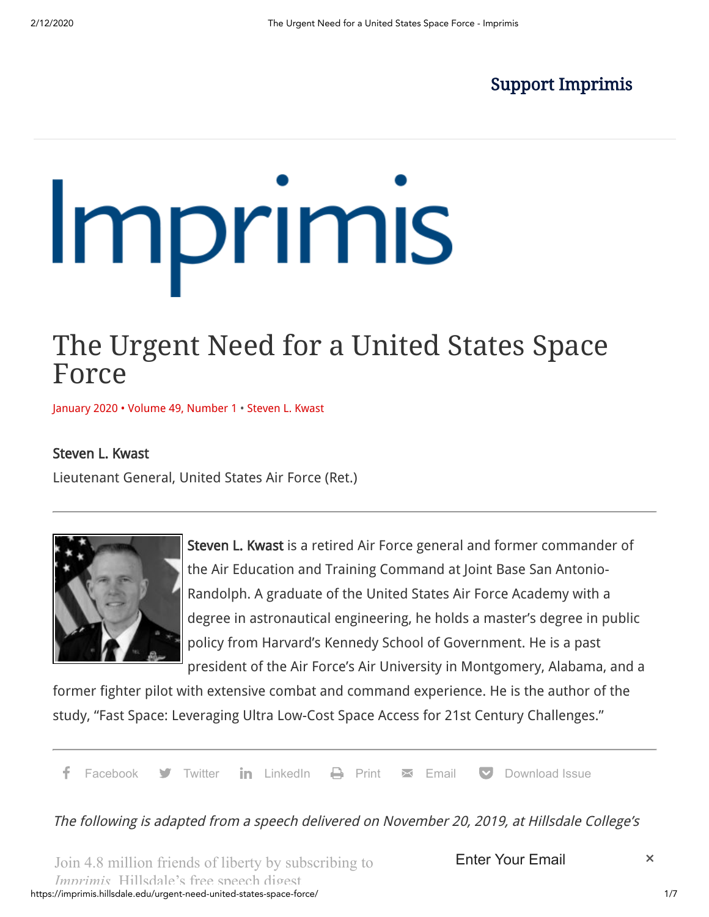Support Imprimis

# Imprimis

# The Urgent Need for a United States Space Force

January 2020 • Volume 49, Number 1 • Steven L. Kwast

**Steven L. Kwast**

Lieutenant General, United States Air Force (Ret.)

---

**Steven L. Kwast** is a retired Air Force general and former commander of the Air Education and Training Command at Joint Base San Antonio-Randolph. A graduate of the United States Air Force Academy with a degree in astronautical engineering, he holds a master's degree in public policy from Harvard's Kennedy School of Government. He is a past president of the Air Force's Air University in Montgomery, Alabama, and a former fighter pilot with extensive combat and command experience. He is the author of the study, "Fast Space: Leveraging Ultra Low-Cost Space Access for 21st Century Challenges."

---

Facebook Twitter LinkedIn Print Email Download Issue

*The following is adapted from a speech delivered on November 20, 2019, at Hillsdale College's*

Join 4.8 million friends of liberty by subscribing to *Imprimis*, Hillsdale's free speech digest

Enter Your Email ×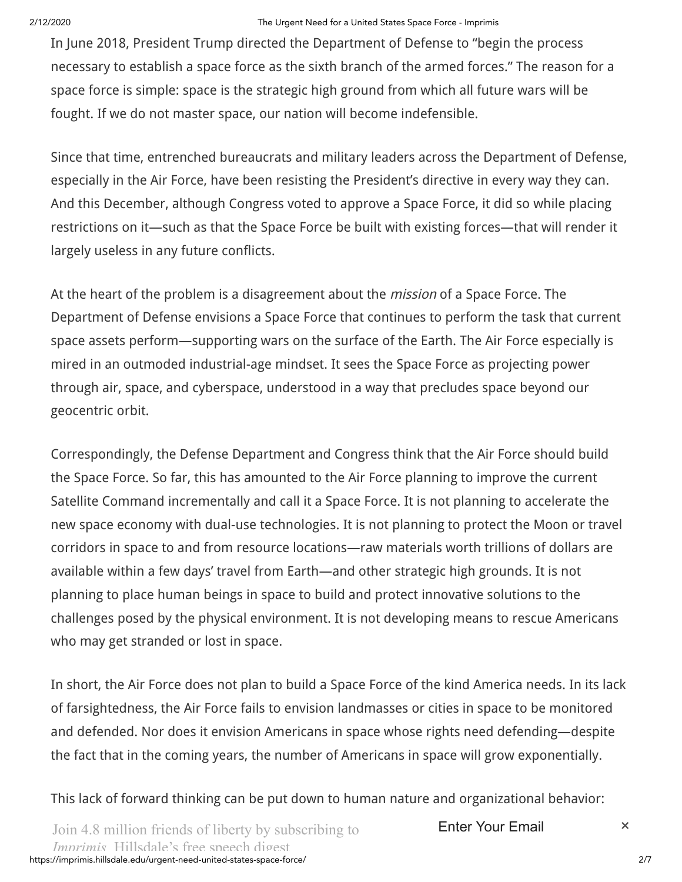In June 2018, President Trump directed the Department of Defense to "begin the process necessary to establish a space force as the sixth branch of the armed forces." The reason for a space force is simple: space is the strategic high ground from which all future wars will be fought. If we do not master space, our nation will become indefensible.

Since that time, entrenched bureaucrats and military leaders across the Department of Defense, especially in the Air Force, have been resisting the President's directive in every way they can. And this December, although Congress voted to approve a Space Force, it did so while placing restrictions on it—such as that the Space Force be built with existing forces—that will render it largely useless in any future conflicts.

At the heart of the problem is a disagreement about the *mission* of a Space Force. The Department of Defense envisions a Space Force that continues to perform the task that current space assets perform—supporting wars on the surface of the Earth. The Air Force especially is mired in an outmoded industrial-age mindset. It sees the Space Force as projecting power through air, space, and cyberspace, understood in a way that precludes space beyond our geocentric orbit.

Correspondingly, the Defense Department and Congress think that the Air Force should build the Space Force. So far, this has amounted to the Air Force planning to improve the current Satellite Command incrementally and call it a Space Force. It is not planning to accelerate the new space economy with dual-use technologies. It is not planning to protect the Moon or travel corridors in space to and from resource locations—raw materials worth trillions of dollars are available within a few days' travel from Earth—and other strategic high grounds. It is not planning to place human beings in space to build and protect innovative solutions to the challenges posed by the physical environment. It is not developing means to rescue Americans who may get stranded or lost in space.

In short, the Air Force does not plan to build a Space Force of the kind America needs. In its lack of farsightedness, the Air Force fails to envision landmasses or cities in space to be monitored and defended. Nor does it envision Americans in space whose rights need defending—despite the fact that in the coming years, the number of Americans in space will grow exponentially.

This lack of forward thinking can be put down to human nature and organizational behavior: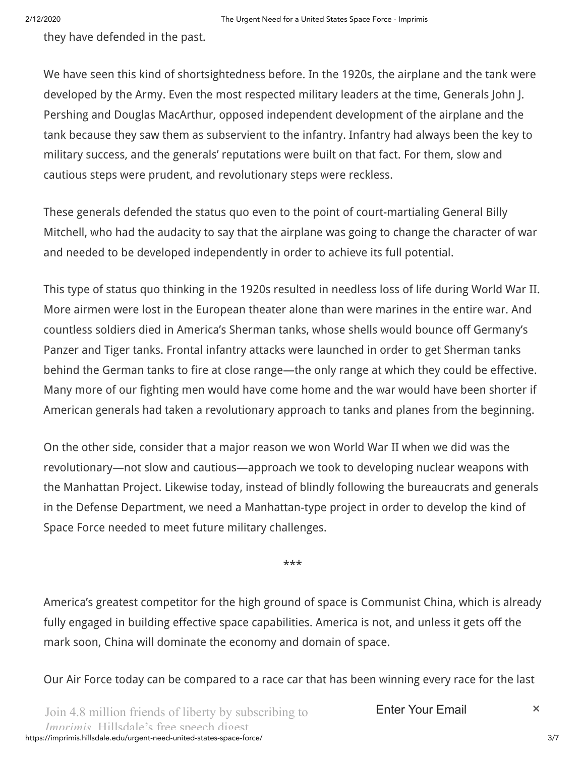they have defended in the past.

We have seen this kind of shortsightedness before. In the 1920s, the airplane and the tank were developed by the Army. Even the most respected military leaders at the time, Generals John J. Pershing and Douglas MacArthur, opposed independent development of the airplane and the tank because they saw them as subservient to the infantry. Infantry had always been the key to military success, and the generals' reputations were built on that fact. For them, slow and cautious steps were prudent, and revolutionary steps were reckless.

These generals defended the status quo even to the point of court-martialing General Billy Mitchell, who had the audacity to say that the airplane was going to change the character of war and needed to be developed independently in order to achieve its full potential.

This type of status quo thinking in the 1920s resulted in needless loss of life during World War II. More airmen were lost in the European theater alone than were marines in the entire war. And countless soldiers died in America's Sherman tanks, whose shells would bounce off Germany's Panzer and Tiger tanks. Frontal infantry attacks were launched in order to get Sherman tanks behind the German tanks to fire at close range—the only range at which they could be effective. Many more of our fighting men would have come home and the war would have been shorter if American generals had taken a revolutionary approach to tanks and planes from the beginning.

On the other side, consider that a major reason we won World War II when we did was the revolutionary—not slow and cautious—approach we took to developing nuclear weapons with the Manhattan Project. Likewise today, instead of blindly following the bureaucrats and generals in the Defense Department, we need a Manhattan-type project in order to develop the kind of Space Force needed to meet future military challenges.

***

America's greatest competitor for the high ground of space is Communist China, which is already fully engaged in building effective space capabilities. America is not, and unless it gets off the mark soon, China will dominate the economy and domain of space.

Our Air Force today can be compared to a race car that has been winning every race for the last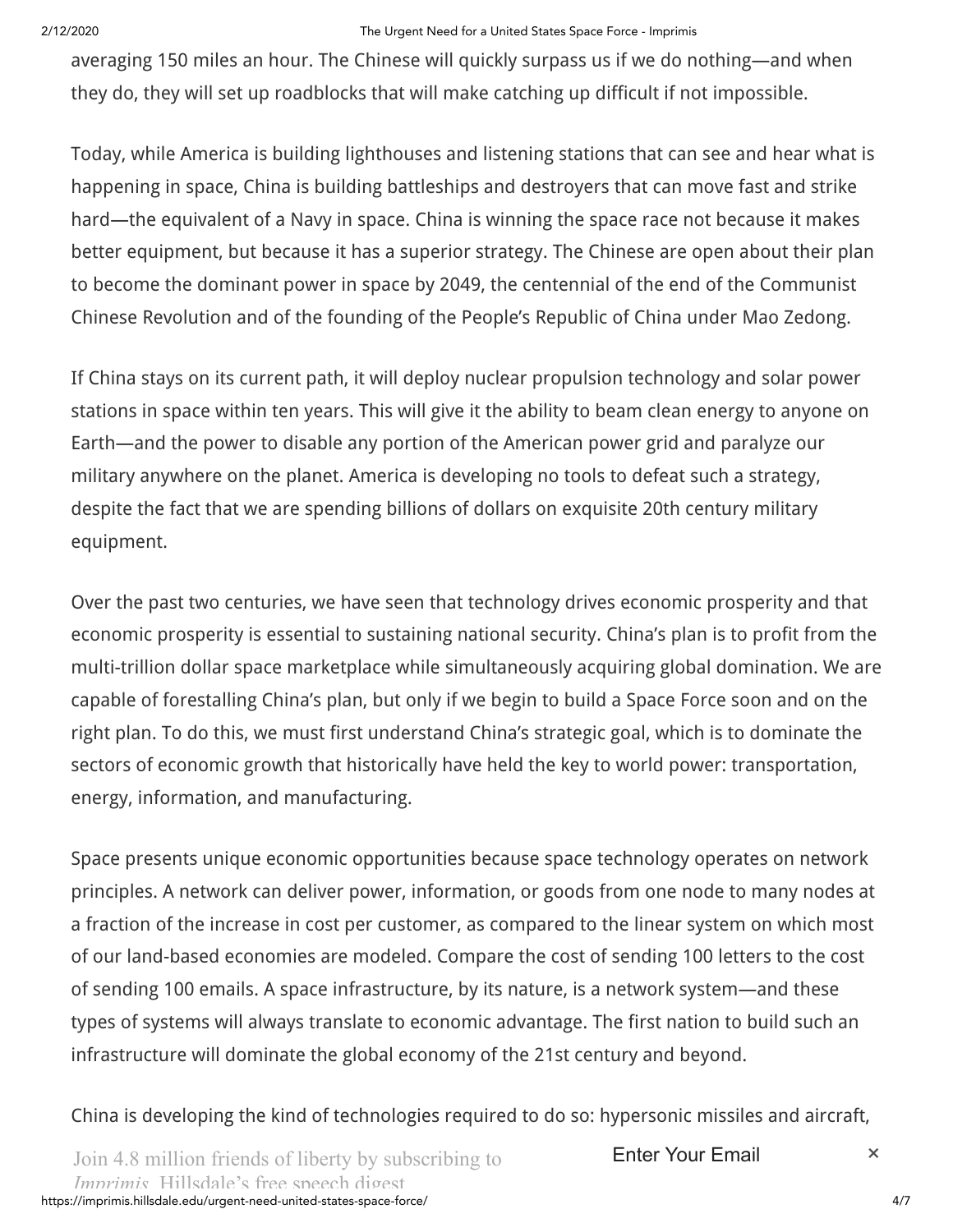averaging 150 miles an hour. The Chinese will quickly surpass us if we do nothing—and when they do, they will set up roadblocks that will make catching up difficult if not impossible.

Today, while America is building lighthouses and listening stations that can see and hear what is happening in space, China is building battleships and destroyers that can move fast and strike hard—the equivalent of a Navy in space. China is winning the space race not because it makes better equipment, but because it has a superior strategy. The Chinese are open about their plan to become the dominant power in space by 2049, the centennial of the end of the Communist Chinese Revolution and of the founding of the People's Republic of China under Mao Zedong.

If China stays on its current path, it will deploy nuclear propulsion technology and solar power stations in space within ten years. This will give it the ability to beam clean energy to anyone on Earth—and the power to disable any portion of the American power grid and paralyze our military anywhere on the planet. America is developing no tools to defeat such a strategy, despite the fact that we are spending billions of dollars on exquisite 20th century military equipment.

Over the past two centuries, we have seen that technology drives economic prosperity and that economic prosperity is essential to sustaining national security. China's plan is to profit from the multi-trillion dollar space marketplace while simultaneously acquiring global domination. We are capable of forestalling China's plan, but only if we begin to build a Space Force soon and on the right plan. To do this, we must first understand China's strategic goal, which is to dominate the sectors of economic growth that historically have held the key to world power: transportation, energy, information, and manufacturing.

Space presents unique economic opportunities because space technology operates on network principles. A network can deliver power, information, or goods from one node to many nodes at a fraction of the increase in cost per customer, as compared to the linear system on which most of our land-based economies are modeled. Compare the cost of sending 100 letters to the cost of sending 100 emails. A space infrastructure, by its nature, is a network system—and these types of systems will always translate to economic advantage. The first nation to build such an infrastructure will dominate the global economy of the 21st century and beyond.

China is developing the kind of technologies required to do so: hypersonic missiles and aircraft,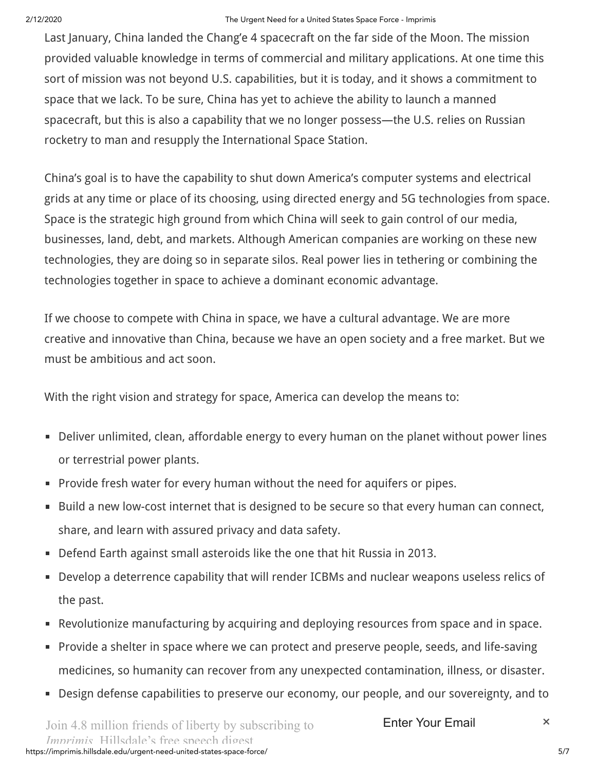Last January, China landed the Chang'e 4 spacecraft on the far side of the Moon. The mission provided valuable knowledge in terms of commercial and military applications. At one time this sort of mission was not beyond U.S. capabilities, but it is today, and it shows a commitment to space that we lack. To be sure, China has yet to achieve the ability to launch a manned spacecraft, but this is also a capability that we no longer possess—the U.S. relies on Russian rocketry to man and resupply the International Space Station.

China's goal is to have the capability to shut down America's computer systems and electrical grids at any time or place of its choosing, using directed energy and 5G technologies from space. Space is the strategic high ground from which China will seek to gain control of our media, businesses, land, debt, and markets. Although American companies are working on these new technologies, they are doing so in separate silos. Real power lies in tethering or combining the technologies together in space to achieve a dominant economic advantage.

If we choose to compete with China in space, we have a cultural advantage. We are more creative and innovative than China, because we have an open society and a free market. But we must be ambitious and act soon.

With the right vision and strategy for space, America can develop the means to:

- Deliver unlimited, clean, affordable energy to every human on the planet without power lines or terrestrial power plants.
- Provide fresh water for every human without the need for aquifers or pipes.
- Build a new low-cost internet that is designed to be secure so that every human can connect, share, and learn with assured privacy and data safety.
- Defend Earth against small asteroids like the one that hit Russia in 2013.
- Develop a deterrence capability that will render ICBMs and nuclear weapons useless relics of the past.
- Revolutionize manufacturing by acquiring and deploying resources from space and in space.
- Provide a shelter in space where we can protect and preserve people, seeds, and life-saving medicines, so humanity can recover from any unexpected contamination, illness, or disaster.
- Design defense capabilities to preserve our economy, our people, and our sovereignty, and to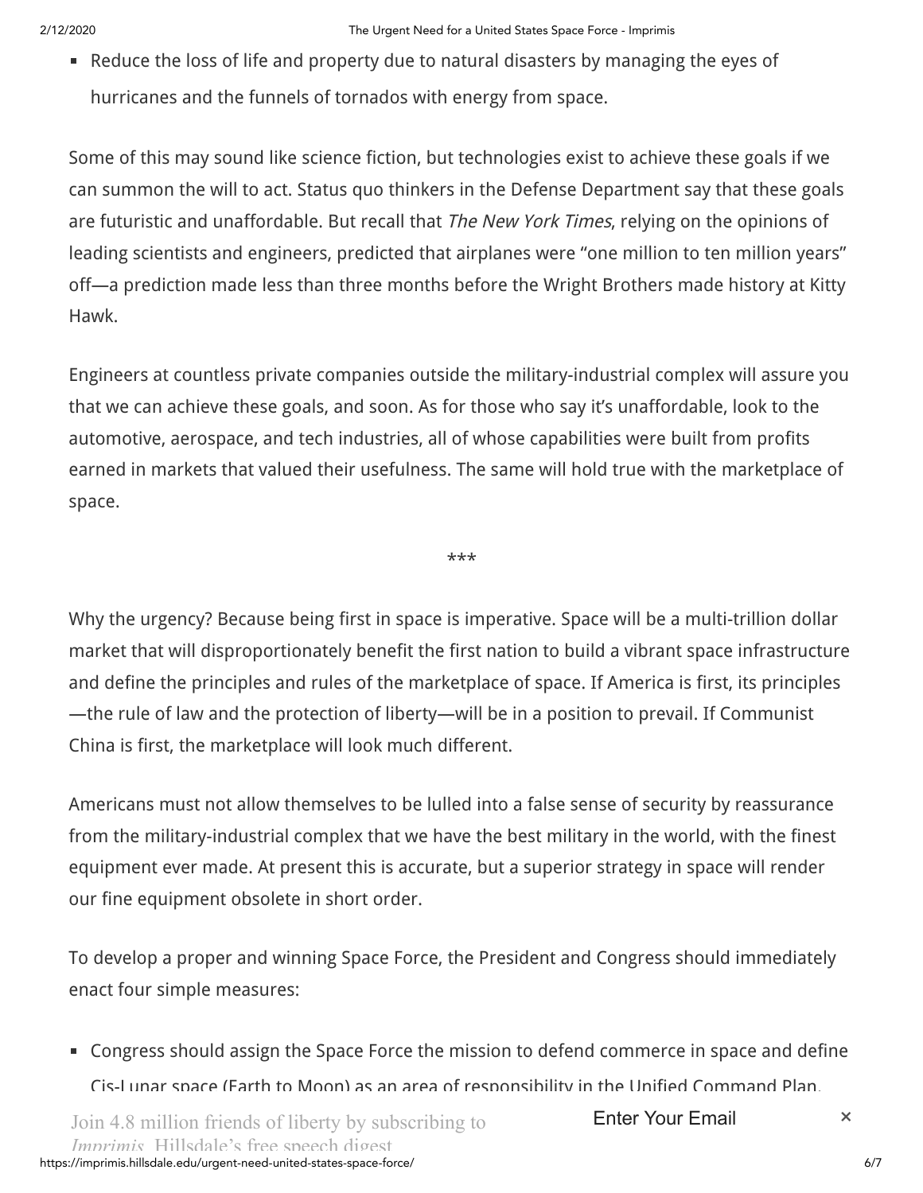- Reduce the loss of life and property due to natural disasters by managing the eyes of hurricanes and the funnels of tornados with energy from space.

Some of this may sound like science fiction, but technologies exist to achieve these goals if we can summon the will to act. Status quo thinkers in the Defense Department say that these goals are futuristic and unaffordable. But recall that *The New York Times*, relying on the opinions of leading scientists and engineers, predicted that airplanes were "one million to ten million years" off—a prediction made less than three months before the Wright Brothers made history at Kitty Hawk.

Engineers at countless private companies outside the military-industrial complex will assure you that we can achieve these goals, and soon. As for those who say it's unaffordable, look to the automotive, aerospace, and tech industries, all of whose capabilities were built from profits earned in markets that valued their usefulness. The same will hold true with the marketplace of space.

***

Why the urgency? Because being first in space is imperative. Space will be a multi-trillion dollar market that will disproportionately benefit the first nation to build a vibrant space infrastructure and define the principles and rules of the marketplace of space. If America is first, its principles—the rule of law and the protection of liberty—will be in a position to prevail. If Communist China is first, the marketplace will look much different.

Americans must not allow themselves to be lulled into a false sense of security by reassurance from the military-industrial complex that we have the best military in the world, with the finest equipment ever made. At present this is accurate, but a superior strategy in space will render our fine equipment obsolete in short order.

To develop a proper and winning Space Force, the President and Congress should immediately enact four simple measures:

- Congress should assign the Space Force the mission to defend commerce in space and define Cis-Lunar space (Earth to Moon) as an area of responsibility in the Unified Command Plan.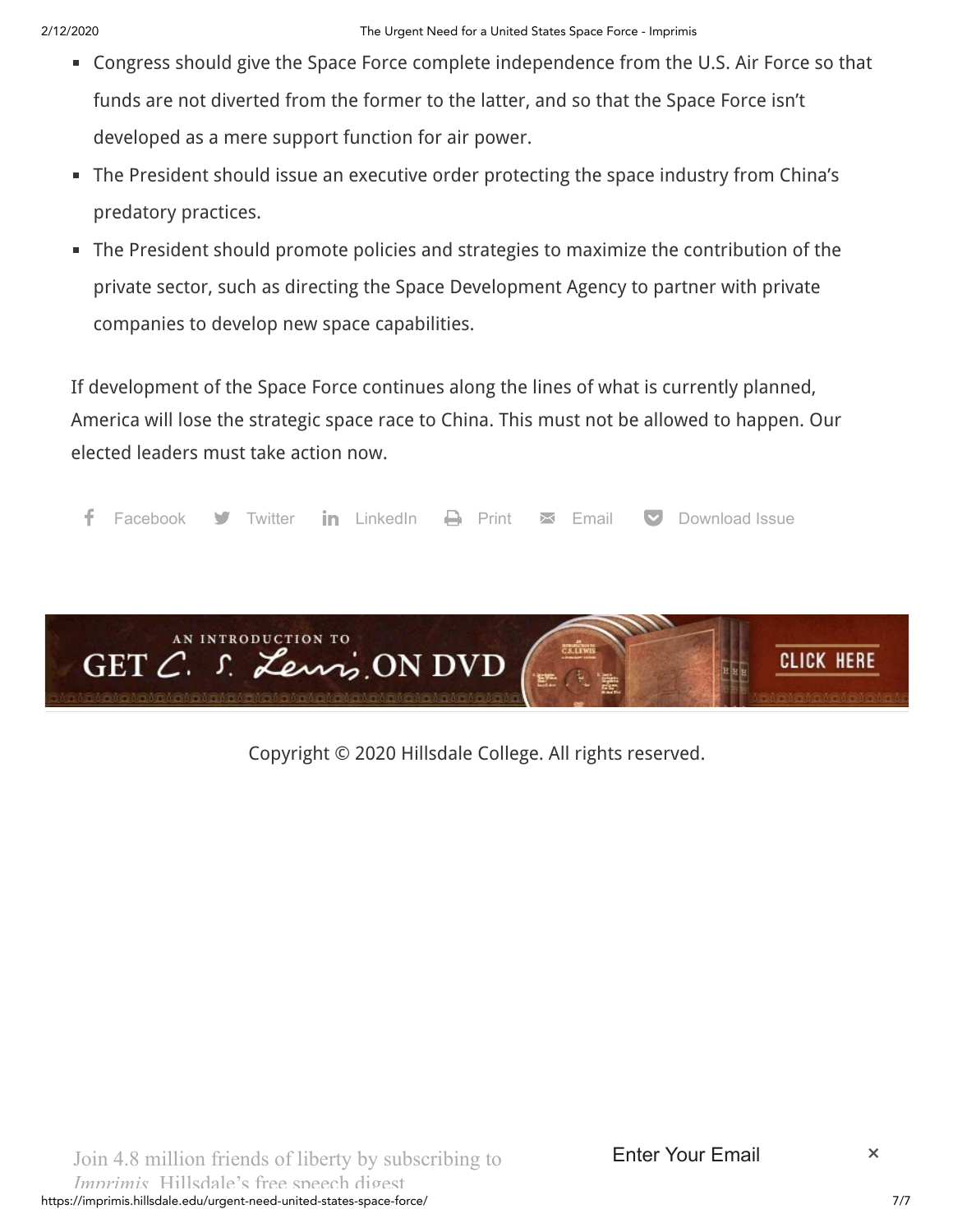- Congress should give the Space Force complete independence from the U.S. Air Force so that funds are not diverted from the former to the latter, and so that the Space Force isn't developed as a mere support function for air power.
- The President should issue an executive order protecting the space industry from China's predatory practices.
- The President should promote policies and strategies to maximize the contribution of the private sector, such as directing the Space Development Agency to partner with private companies to develop new space capabilities.

If development of the Space Force continues along the lines of what is currently planned, America will lose the strategic space race to China. This must not be allowed to happen. Our elected leaders must take action now.

Facebook Twitter LinkedIn Print Email Download Issue

AN INTRODUCTION TO GET C. S. Lewis ON DVD CLICK HERE

Copyright © 2020 Hillsdale College. All rights reserved.

Join 4.8 million friends of liberty by subscribing to *Imprimis*, Hillsdale's free speech digest

Enter Your Email